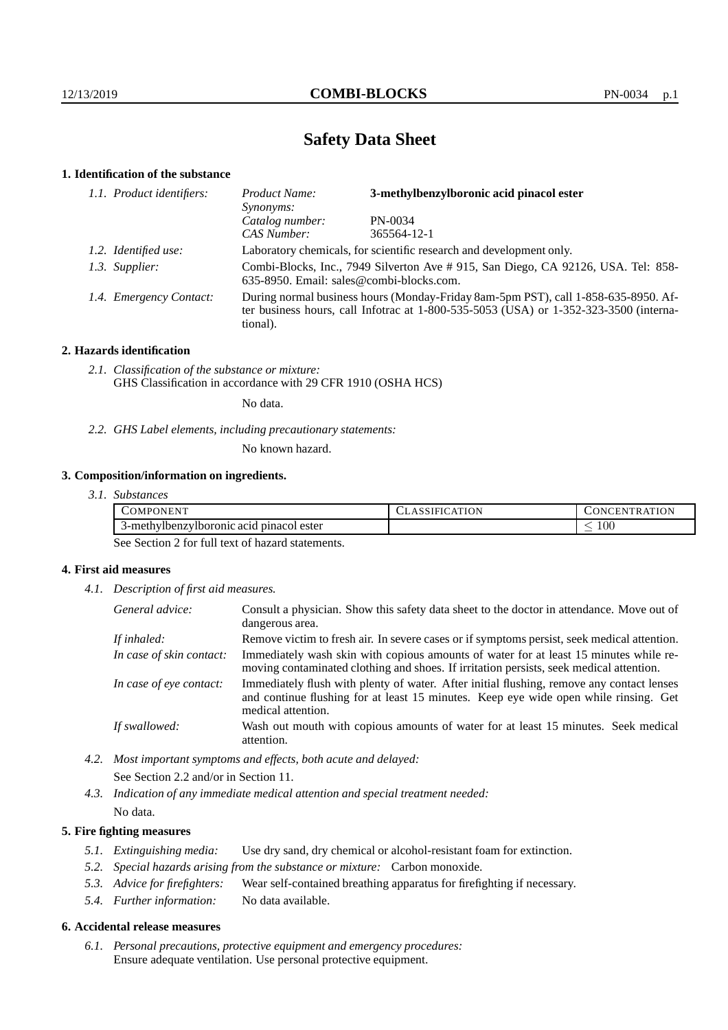# Safety Data Sheet

## 1. Identification of the substance

*1.1. Product identifiers:*

| | |
|---|---|
| *Product Name:* | **3-methylbenzylboronic acid pinacol ester** |
| *Synonyms:* | |
| *Catalog number:* | PN-0034 |
| *CAS Number:* | 365564-12-1 |

*1.2. Identified use:* Laboratory chemicals, for scientific research and development only.

*1.3. Supplier:* Combi-Blocks, Inc., 7949 Silverton Ave # 915, San Diego, CA 92126, USA. Tel: 858-635-8950. Email: sales@combi-blocks.com.

*1.4. Emergency Contact:* During normal business hours (Monday-Friday 8am-5pm PST), call 1-858-635-8950. After business hours, call Infotrac at 1-800-535-5053 (USA) or 1-352-323-3500 (international).

## 2. Hazards identification

*2.1. Classification of the substance or mixture:*
GHS Classification in accordance with 29 CFR 1910 (OSHA HCS)

No data.

*2.2. GHS Label elements, including precautionary statements:*

No known hazard.

## 3. Composition/information on ingredients.

*3.1. Substances*

| COMPONENT | CLASSIFICATION | CONCENTRATION |
|---|---|---|
| 3-methylbenzylboronic acid pinacol ester | | $\leq 100$ |

See Section 2 for full text of hazard statements.

## 4. First aid measures

*4.1. Description of first aid measures.*

*General advice:* Consult a physician. Show this safety data sheet to the doctor in attendance. Move out of dangerous area.

*If inhaled:* Remove victim to fresh air. In severe cases or if symptoms persist, seek medical attention.

*In case of skin contact:* Immediately wash skin with copious amounts of water for at least 15 minutes while removing contaminated clothing and shoes. If irritation persists, seek medical attention.

*In case of eye contact:* Immediately flush with plenty of water. After initial flushing, remove any contact lenses and continue flushing for at least 15 minutes. Keep eye wide open while rinsing. Get medical attention.

*If swallowed:* Wash out mouth with copious amounts of water for at least 15 minutes. Seek medical attention.

*4.2. Most important symptoms and effects, both acute and delayed:*

See Section 2.2 and/or in Section 11.

*4.3. Indication of any immediate medical attention and special treatment needed:*

No data.

## 5. Fire fighting measures

*5.1. Extinguishing media:* Use dry sand, dry chemical or alcohol-resistant foam for extinction.

*5.2. Special hazards arising from the substance or mixture:* Carbon monoxide.

*5.3. Advice for firefighters:* Wear self-contained breathing apparatus for firefighting if necessary.

*5.4. Further information:* No data available.

## 6. Accidental release measures

*6.1. Personal precautions, protective equipment and emergency procedures:*
Ensure adequate ventilation. Use personal protective equipment.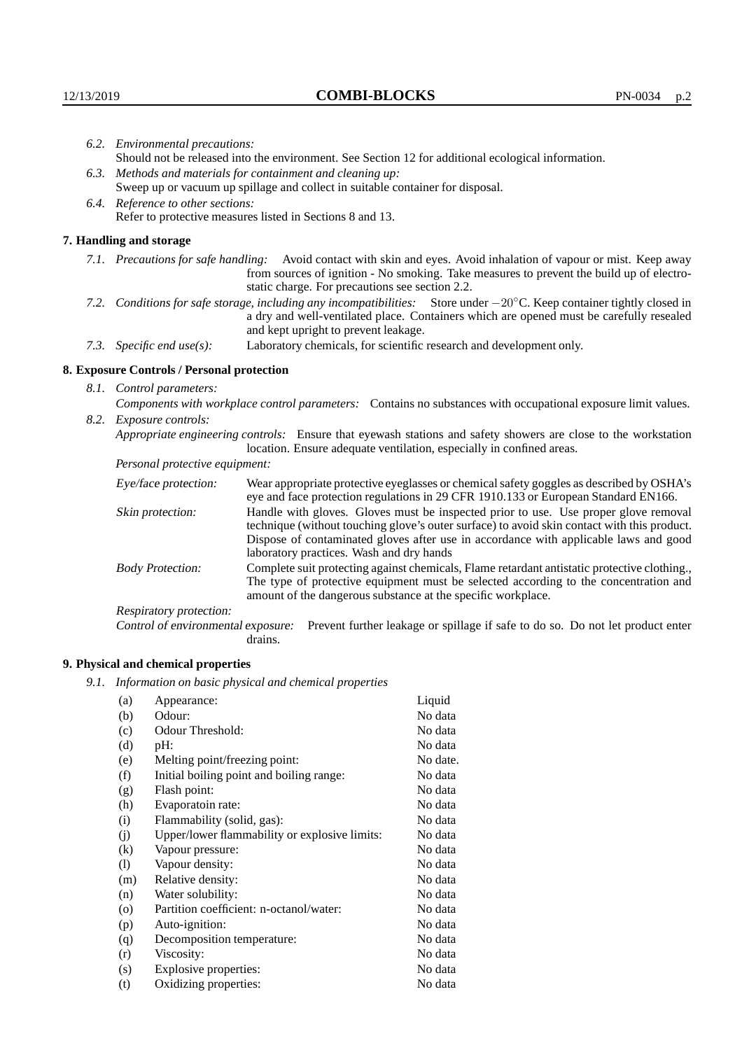*6.2. Environmental precautions:*
Should not be released into the environment. See Section 12 for additional ecological information.

*6.3. Methods and materials for containment and cleaning up:*
Sweep up or vacuum up spillage and collect in suitable container for disposal.

*6.4. Reference to other sections:*
Refer to protective measures listed in Sections 8 and 13.

## 7. Handling and storage

*7.1. Precautions for safe handling:* Avoid contact with skin and eyes. Avoid inhalation of vapour or mist. Keep away from sources of ignition - No smoking. Take measures to prevent the build up of electrostatic charge. For precautions see section 2.2.

*7.2. Conditions for safe storage, including any incompatibilities:* Store under $-20^{\circ}$C. Keep container tightly closed in a dry and well-ventilated place. Containers which are opened must be carefully resealed and kept upright to prevent leakage.

*7.3. Specific end use(s):* Laboratory chemicals, for scientific research and development only.

## 8. Exposure Controls / Personal protection

*8.1. Control parameters:*
*Components with workplace control parameters:* Contains no substances with occupational exposure limit values.

*8.2. Exposure controls:*
*Appropriate engineering controls:* Ensure that eyewash stations and safety showers are close to the workstation location. Ensure adequate ventilation, especially in confined areas.

*Personal protective equipment:*

*Eye/face protection:* Wear appropriate protective eyeglasses or chemical safety goggles as described by OSHA's eye and face protection regulations in 29 CFR 1910.133 or European Standard EN166.

*Skin protection:* Handle with gloves. Gloves must be inspected prior to use. Use proper glove removal technique (without touching glove's outer surface) to avoid skin contact with this product. Dispose of contaminated gloves after use in accordance with applicable laws and good laboratory practices. Wash and dry hands

*Body Protection:* Complete suit protecting against chemicals, Flame retardant antistatic protective clothing., The type of protective equipment must be selected according to the concentration and amount of the dangerous substance at the specific workplace.

*Respiratory protection:*

*Control of environmental exposure:* Prevent further leakage or spillage if safe to do so. Do not let product enter drains.

## 9. Physical and chemical properties

*9.1. Information on basic physical and chemical properties*

| | | |
|---|---|---|
| (a) | Appearance: | Liquid |
| (b) | Odour: | No data |
| (c) | Odour Threshold: | No data |
| (d) | pH: | No data |
| (e) | Melting point/freezing point: | No date. |
| (f) | Initial boiling point and boiling range: | No data |
| (g) | Flash point: | No data |
| (h) | Evaporatoin rate: | No data |
| (i) | Flammability (solid, gas): | No data |
| (j) | Upper/lower flammability or explosive limits: | No data |
| (k) | Vapour pressure: | No data |
| (l) | Vapour density: | No data |
| (m) | Relative density: | No data |
| (n) | Water solubility: | No data |
| (o) | Partition coefficient: n-octanol/water: | No data |
| (p) | Auto-ignition: | No data |
| (q) | Decomposition temperature: | No data |
| (r) | Viscosity: | No data |
| (s) | Explosive properties: | No data |
| (t) | Oxidizing properties: | No data |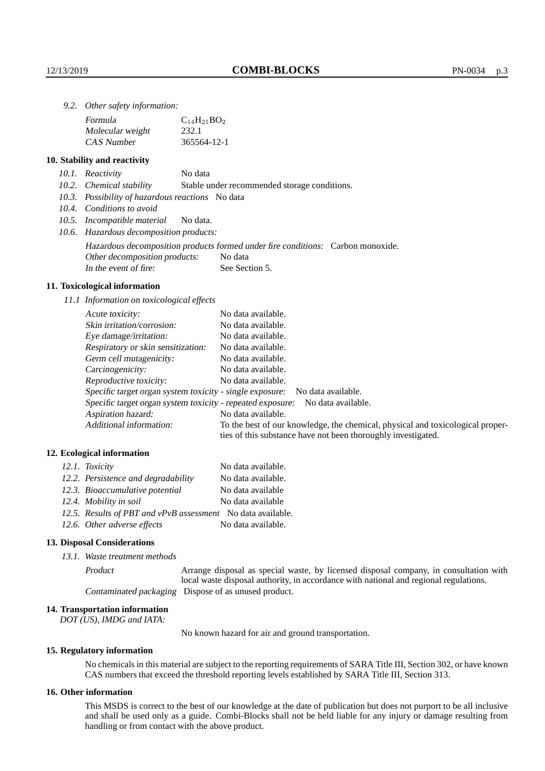*9.2. Other safety information:*

| | |
|---|---|
| *Formula* | $C_{14}H_{21}BO_2$ |
| *Molecular weight* | 232.1 |
| *CAS Number* | 365564-12-1 |

## 10. Stability and reactivity

*10.1. Reactivity* No data

*10.2. Chemical stability* Stable under recommended storage conditions.

*10.3. Possibility of hazardous reactions* No data

*10.4. Conditions to avoid*

*10.5. Incompatible material* No data.

*10.6. Hazardous decomposition products:*

*Hazardous decomposition products formed under fire conditions:* Carbon monoxide.

*Other decomposition products:* No data

*In the event of fire:* See Section 5.

## 11. Toxicological information

*11.1 Information on toxicological effects*

| | |
|---|---|
| *Acute toxicity:* | No data available. |
| *Skin irritation/corrosion:* | No data available. |
| *Eye damage/irritation:* | No data available. |
| *Respiratory or skin sensitization:* | No data available. |
| *Germ cell mutagenicity:* | No data available. |
| *Carcinogenicity:* | No data available. |
| *Reproductive toxicity:* | No data available. |
| *Specific target organ system toxicity - single exposure:* | No data available. |
| *Specific target organ system toxicity - repeated exposure:* | No data available. |
| *Aspiration hazard:* | No data available. |
| *Additional information:* | To the best of our knowledge, the chemical, physical and toxicological properties of this substance have not been thoroughly investigated. |

## 12. Ecological information

| | |
|---|---|
| *12.1. Toxicity* | No data available. |
| *12.2. Persistence and degradability* | No data available. |
| *12.3. Bioaccumulative potential* | No data available |
| *12.4. Mobility in soil* | No data available |
| *12.5. Results of PBT and vPvB assessment* | No data available. |
| *12.6. Other adverse effects* | No data available. |

## 13. Disposal Considerations

*13.1. Waste treatment methods*

*Product* Arrange disposal as special waste, by licensed disposal company, in consultation with local waste disposal authority, in accordance with national and regional regulations.

*Contaminated packaging* Dispose of as unused product.

## 14. Transportation information

*DOT (US), IMDG and IATA:*

No known hazard for air and ground transportation.

## 15. Regulatory information

No chemicals in this material are subject to the reporting requirements of SARA Title III, Section 302, or have known CAS numbers that exceed the threshold reporting levels established by SARA Title III, Section 313.

## 16. Other information

This MSDS is correct to the best of our knowledge at the date of publication but does not purport to be all inclusive and shall be used only as a guide. Combi-Blocks shall not be held liable for any injury or damage resulting from handling or from contact with the above product.